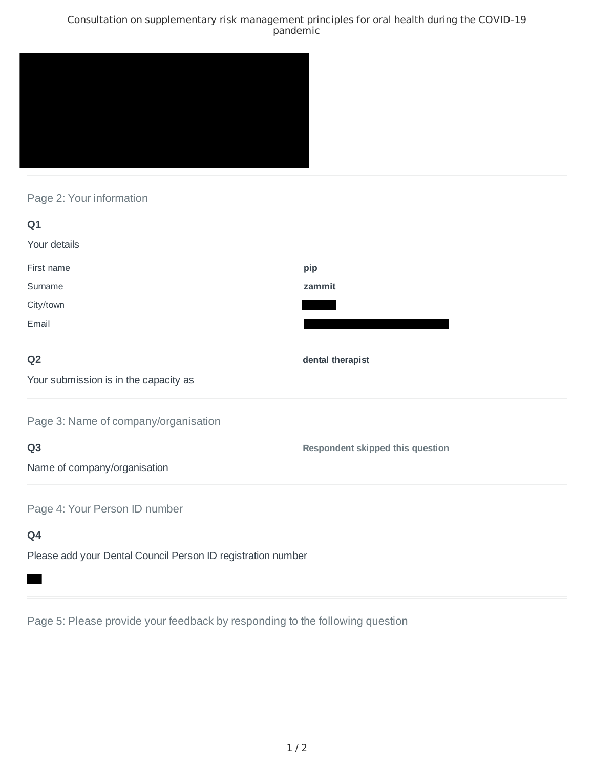# Consultation on supplementary risk management principles for oral health during the COVID-19 pandemic

## Page 2: Your information

**Q1**

Your details

| | |
|---|---|
| First name | **pip** |
| Surname | **zammit** |
| City/town | |
| Email | |

**Q2**

Your submission is in the capacity as

**dental therapist**

## Page 3: Name of company/organisation

**Q3**

Name of company/organisation

**Respondent skipped this question**

## Page 4: Your Person ID number

**Q4**

Please add your Dental Council Person ID registration number

## Page 5: Please provide your feedback by responding to the following question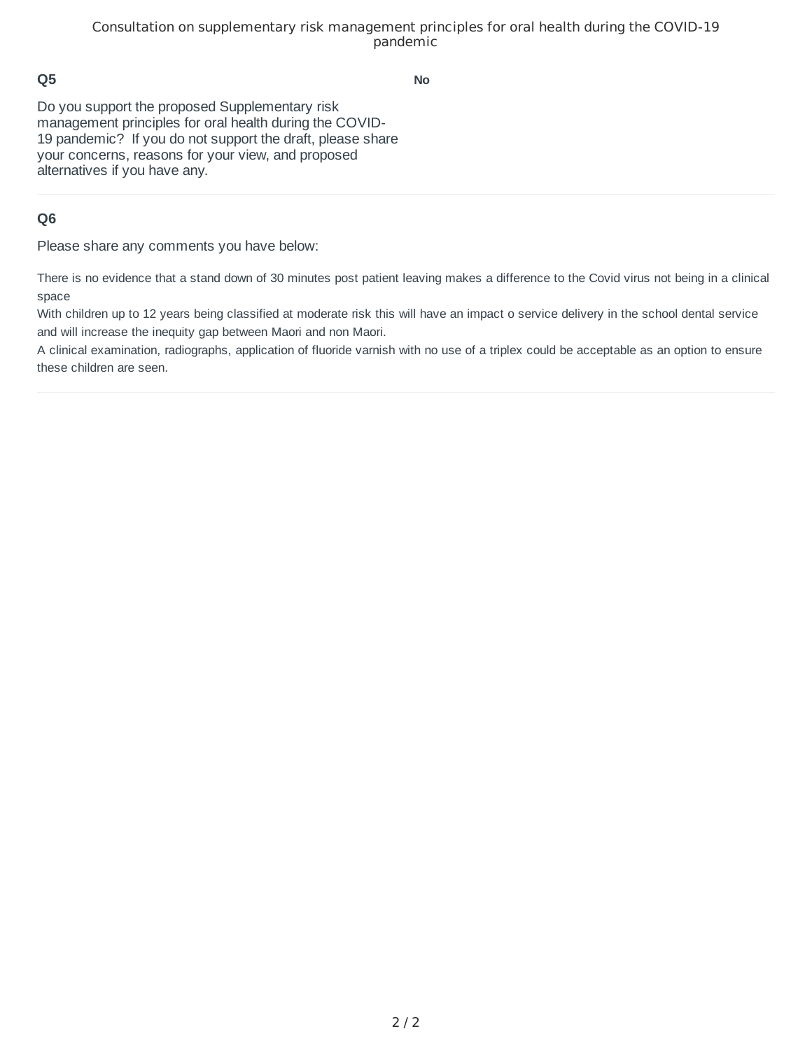**Q5**

Do you support the proposed Supplementary risk management principles for oral health during the COVID-19 pandemic? If you do not support the draft, please share your concerns, reasons for your view, and proposed alternatives if you have any.

**No**

**Q6**

Please share any comments you have below:

There is no evidence that a stand down of 30 minutes post patient leaving makes a difference to the Covid virus not being in a clinical space
With children up to 12 years being classified at moderate risk this will have an impact o service delivery in the school dental service and will increase the inequity gap between Maori and non Maori.
A clinical examination, radiographs, application of fluoride varnish with no use of a triplex could be acceptable as an option to ensure these children are seen.